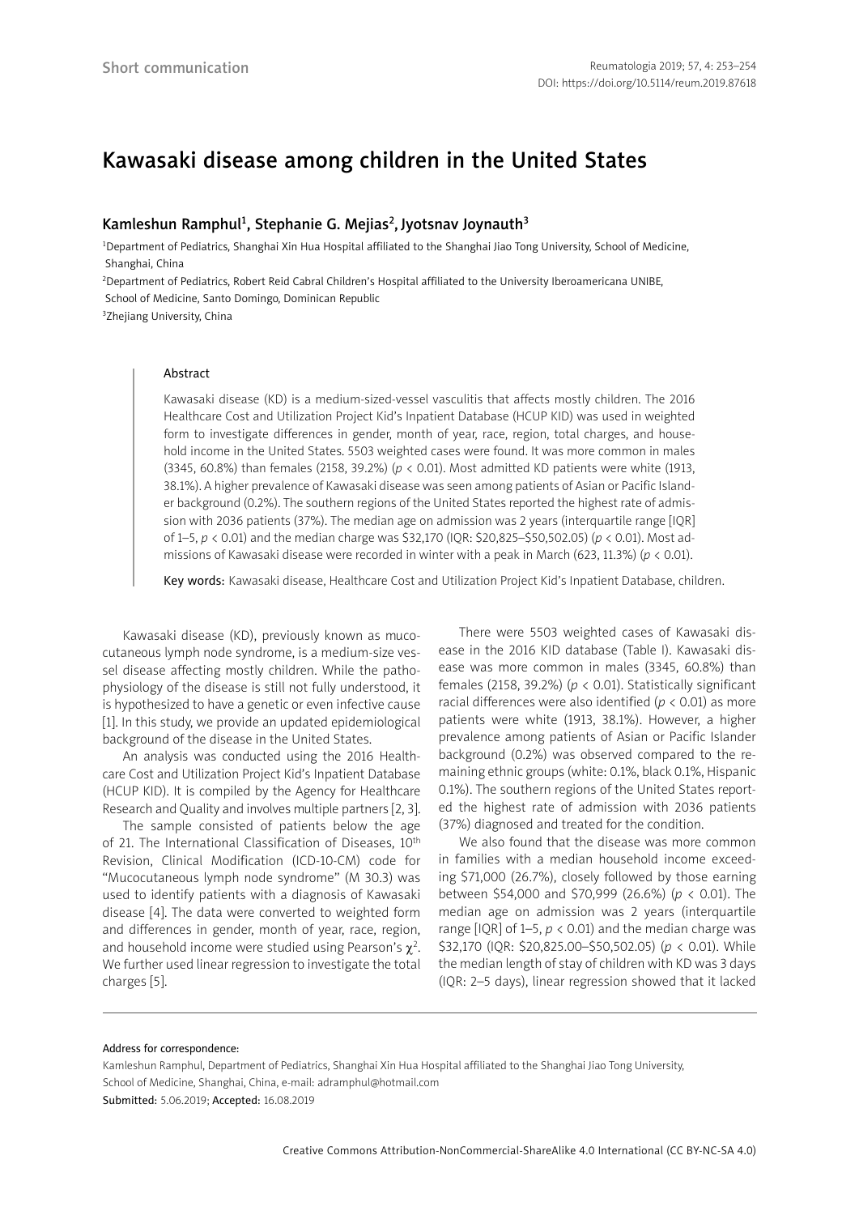Short communication

# Kawasaki disease among children in the United States

**Kamleshun Ramphul[1], Stephanie G. Mejias[2], Jyotsnav Joynauth[3]**

[1]Department of Pediatrics, Shanghai Xin Hua Hospital affiliated to the Shanghai Jiao Tong University, School of Medicine, Shanghai, China

[2]Department of Pediatrics, Robert Reid Cabral Children's Hospital affiliated to the University Iberoamericana UNIBE, School of Medicine, Santo Domingo, Dominican Republic

[3]Zhejiang University, China

## Abstract

Kawasaki disease (KD) is a medium-sized-vessel vasculitis that affects mostly children. The 2016 Healthcare Cost and Utilization Project Kid's Inpatient Database (HCUP KID) was used in weighted form to investigate differences in gender, month of year, race, region, total charges, and household income in the United States. 5503 weighted cases were found. It was more common in males (3345, 60.8%) than females (2158, 39.2%) ($p < 0.01$). Most admitted KD patients were white (1913, 38.1%). A higher prevalence of Kawasaki disease was seen among patients of Asian or Pacific Islander background (0.2%). The southern regions of the United States reported the highest rate of admission with 2036 patients (37%). The median age on admission was 2 years (interquartile range [IQR] of 1–5, $p < 0.01$) and the median charge was $32,170 (IQR: $20,825–$50,502.05) ($p < 0.01$). Most admissions of Kawasaki disease were recorded in winter with a peak in March (623, 11.3%) ($p < 0.01$).

**Key words:** Kawasaki disease, Healthcare Cost and Utilization Project Kid's Inpatient Database, children.

Kawasaki disease (KD), previously known as mucocutaneous lymph node syndrome, is a medium-size vessel disease affecting mostly children. While the pathophysiology of the disease is still not fully understood, it is hypothesized to have a genetic or even infective cause [1]. In this study, we provide an updated epidemiological background of the disease in the United States.

An analysis was conducted using the 2016 Healthcare Cost and Utilization Project Kid's Inpatient Database (HCUP KID). It is compiled by the Agency for Healthcare Research and Quality and involves multiple partners [2, 3].

The sample consisted of patients below the age of 21. The International Classification of Diseases, 10th Revision, Clinical Modification (ICD-10-CM) code for "Mucocutaneous lymph node syndrome" (M 30.3) was used to identify patients with a diagnosis of Kawasaki disease [4]. The data were converted to weighted form and differences in gender, month of year, race, region, and household income were studied using Pearson's $\chi^2$. We further used linear regression to investigate the total charges [5].

There were 5503 weighted cases of Kawasaki disease in the 2016 KID database (Table I). Kawasaki disease was more common in males (3345, 60.8%) than females (2158, 39.2%) ($p < 0.01$). Statistically significant racial differences were also identified ($p < 0.01$) as more patients were white (1913, 38.1%). However, a higher prevalence among patients of Asian or Pacific Islander background (0.2%) was observed compared to the remaining ethnic groups (white: 0.1%, black 0.1%, Hispanic 0.1%). The southern regions of the United States reported the highest rate of admission with 2036 patients (37%) diagnosed and treated for the condition.

We also found that the disease was more common in families with a median household income exceeding $71,000 (26.7%), closely followed by those earning between $54,000 and $70,999 (26.6%) ($p < 0.01$). The median age on admission was 2 years (interquartile range [IQR] of 1–5, $p < 0.01$) and the median charge was $32,170 (IQR: $20,825.00–$50,502.05) ($p < 0.01$). While the median length of stay of children with KD was 3 days (IQR: 2–5 days), linear regression showed that it lacked

Address for correspondence:

Kamleshun Ramphul, Department of Pediatrics, Shanghai Xin Hua Hospital affiliated to the Shanghai Jiao Tong University, School of Medicine, Shanghai, China, e-mail: adramphul@hotmail.com

Submitted: 5.06.2019; Accepted: 16.08.2019

Creative Commons Attribution-NonCommercial-ShareAlike 4.0 International (CC BY-NC-SA 4.0)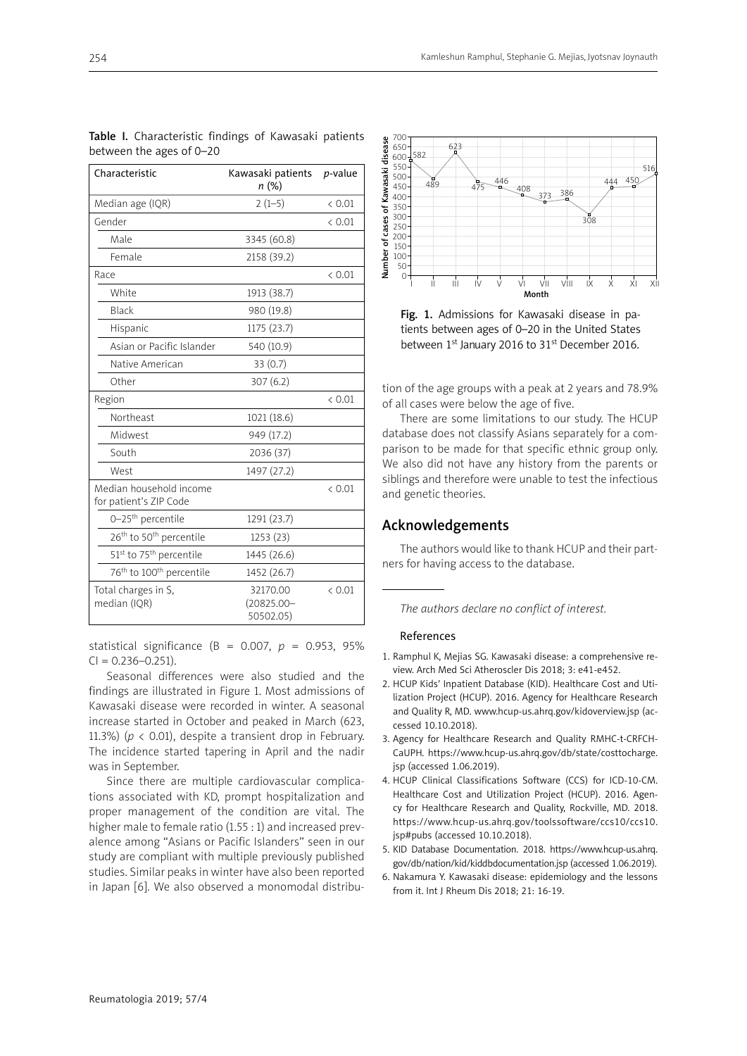**Table I.** Characteristic findings of Kawasaki patients between the ages of 0–20

| Characteristic | Kawasaki patients n (%) | p-value |
|---|---|---|
| Median age (IQR) | 2 (1–5) | < 0.01 |
| Gender | | < 0.01 |
| Male | 3345 (60.8) | |
| Female | 2158 (39.2) | |
| Race | | < 0.01 |
| White | 1913 (38.7) | |
| Black | 980 (19.8) | |
| Hispanic | 1175 (23.7) | |
| Asian or Pacific Islander | 540 (10.9) | |
| Native American | 33 (0.7) | |
| Other | 307 (6.2) | |
| Region | | < 0.01 |
| Northeast | 1021 (18.6) | |
| Midwest | 949 (17.2) | |
| South | 2036 (37) | |
| West | 1497 (27.2) | |
| Median household income for patient's ZIP Code | | < 0.01 |
| 0–25th percentile | 1291 (23.7) | |
| 26th to 50th percentile | 1253 (23) | |
| 51st to 75th percentile | 1445 (26.6) | |
| 76th to 100th percentile | 1452 (26.7) | |
| Total charges in $, median (IQR) | 32170.00 (20825.00–50502.05) | < 0.01 |

statistical significance (B = 0.007, $p = 0.953$, 95% CI = 0.236–0.251).

Seasonal differences were also studied and the findings are illustrated in Figure 1. Most admissions of Kawasaki disease were recorded in winter. A seasonal increase started in October and peaked in March (623, 11.3%) ($p < 0.01$), despite a transient drop in February. The incidence started tapering in April and the nadir was in September.

Since there are multiple cardiovascular complications associated with KD, prompt hospitalization and proper management of the condition are vital. The higher male to female ratio (1.55 : 1) and increased prevalence among "Asians or Pacific Islanders" seen in our study are compliant with multiple previously published studies. Similar peaks in winter have also been reported in Japan [6]. We also observed a monomodal distribution of the age groups with a peak at 2 years and 78.9% of all cases were below the age of five.

Number of cases of Kawasaki disease
700
650
600
550
500
450
400
350
300
250
200
150
100
50
0
582
489
623
475
446
408
373
386
308
444
450
516
I II III IV V VI VII VIII IX X XI XII
Month

**Fig. 1.** Admissions for Kawasaki disease in patients between ages of 0–20 in the United States between 1st January 2016 to 31st December 2016.

There are some limitations to our study. The HCUP database does not classify Asians separately for a comparison to be made for that specific ethnic group only. We also did not have any history from the parents or siblings and therefore were unable to test the infectious and genetic theories.

## Acknowledgements

The authors would like to thank HCUP and their partners for having access to the database.

*The authors declare no conflict of interest.*

### References

1. Ramphul K, Mejias SG. Kawasaki disease: a comprehensive review. Arch Med Sci Atheroscler Dis 2018; 3: e41-e452.
2. HCUP Kids' Inpatient Database (KID). Healthcare Cost and Utilization Project (HCUP). 2016. Agency for Healthcare Research and Quality R, MD. www.hcup-us.ahrq.gov/kidoverview.jsp (accessed 10.10.2018).
3. Agency for Healthcare Research and Quality RMHC-t-CRFCH-CaUPH. https://www.hcup-us.ahrq.gov/db/state/costtocharge.jsp (accessed 1.06.2019).
4. HCUP Clinical Classifications Software (CCS) for ICD-10-CM. Healthcare Cost and Utilization Project (HCUP). 2016. Agency for Healthcare Research and Quality, Rockville, MD. 2018. https://www.hcup-us.ahrq.gov/toolssoftware/ccs10/ccs10.jsp#pubs (accessed 10.10.2018).
5. KID Database Documentation. 2018. https://www.hcup-us.ahrq.gov/db/nation/kid/kiddbdocumentation.jsp (accessed 1.06.2019).
6. Nakamura Y. Kawasaki disease: epidemiology and the lessons from it. Int J Rheum Dis 2018; 21: 16-19.